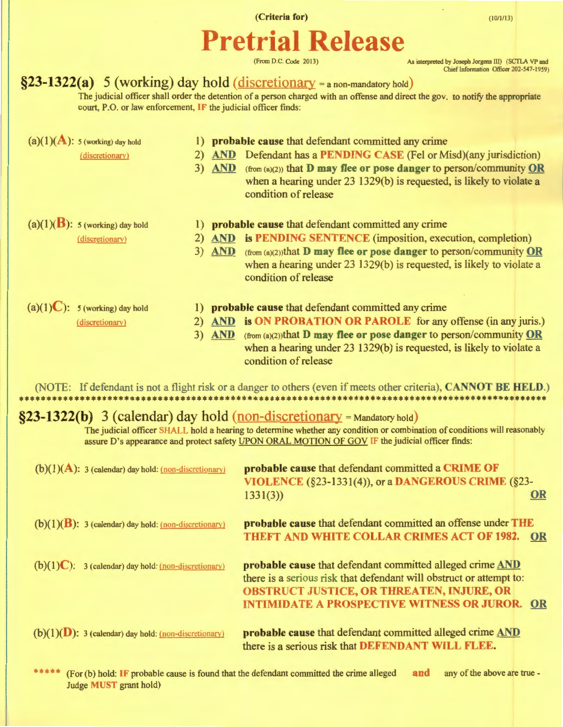**(Criteria for)** (10/1/13)

# Pretrial Release

(From D.C. Code 2013)

As interpreted by Joseph Jorgens III) (SCTLA VP and Chief Information Officer 202-547-1959)

## §23-1322(a) 5 (working) day hold (discretionary = a non-mandatory hold)

The judicial officer shall order the detention of a person charged with an offense and direct the gov. to notify the appropriate court, P.O. or law enforcement, **IF** the judicial officer finds:

**(a)(1)(A):** 5 (working) day hold (discretionary)

1) **probable cause** that defendant committed any crime
2) **AND** Defendant has a **PENDING CASE** (Fel or Misd)(any jurisdiction)
3) **AND** (from (a)(2)) that **D may flee or pose danger** to person/community **OR** when a hearing under 23 1329(b) is requested, is likely to violate a condition of release

**(a)(1)(B):** 5 (working) day hold (discretionary)

1) **probable cause** that defendant committed any crime
2) **AND** is **PENDING SENTENCE** (imposition, execution, completion)
3) **AND** (from (a)(2))that **D may flee or pose danger** to person/community **OR** when a hearing under 23 1329(b) is requested, is likely to violate a condition of release

**(a)(1)(C):** 5 (working) day hold (discretionary)

1) **probable cause** that defendant committed any crime
2) **AND** is **ON PROBATION OR PAROLE** for any offense (in any juris.)
3) **AND** (from (a)(2))that **D may flee or pose danger** to person/community **OR** when a hearing under 23 1329(b) is requested, is likely to violate a condition of release

(NOTE: If defendant is not a flight risk or a danger to others (even if meets other criteria), **CANNOT BE HELD.**)

***************************************************************************************************

## §23-1322(b) 3 (calendar) day hold (non-discretionary = Mandatory hold)

The judicial officer **SHALL** hold a hearing to determine whether any condition or combination of conditions will reasonably assure D's appearance and protect safety UPON ORAL MOTION OF GOV **IF** the judicial officer finds:

**(b)(1)(A):** 3 (calendar) day hold: (non-discretionary) — **probable cause** that defendant committed a **CRIME OF VIOLENCE** (§23-1331(4)), or a **DANGEROUS CRIME** (§23-1331(3)) **OR**

**(b)(1)(B):** 3 (calendar) day hold: (non-discretionary) — **probable cause** that defendant committed an offense under **THE THEFT AND WHITE COLLAR CRIMES ACT OF 1982. OR**

**(b)(1)(C):** 3 (calendar) day hold: (non-discretionary) — **probable cause** that defendant committed alleged crime **AND** there is a serious risk that defendant will obstruct or attempt to: **OBSTRUCT JUSTICE, OR THREATEN, INJURE, OR INTIMIDATE A PROSPECTIVE WITNESS OR JUROR. OR**

**(b)(1)(D):** 3 (calendar) day hold: (non-discretionary) — **probable cause** that defendant committed alleged crime **AND** there is a serious risk that **DEFENDANT WILL FLEE.**

***** (For (b) hold: **IF** probable cause is found that the defendant committed the crime alleged **and** any of the above are true - Judge **MUST** grant hold)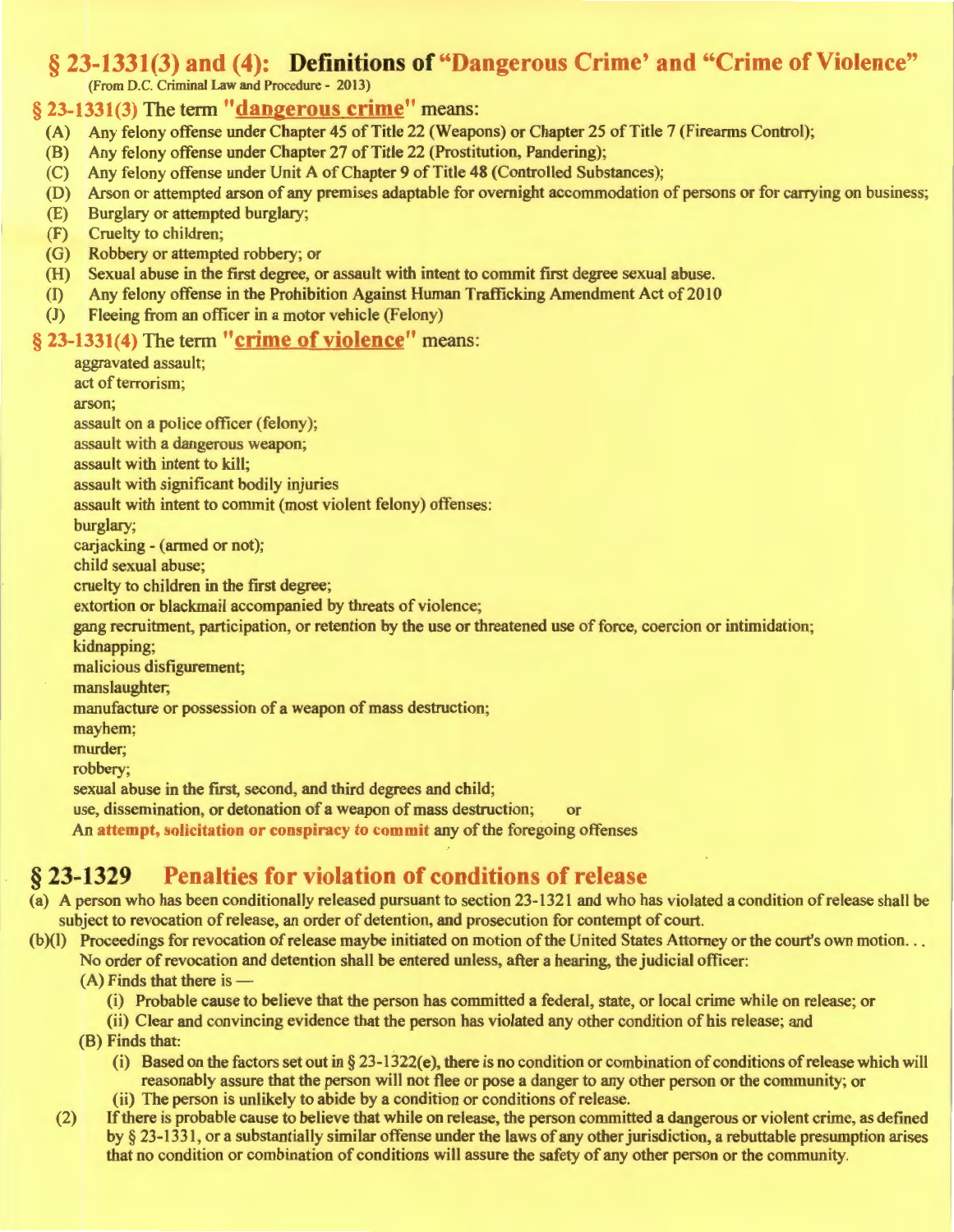# § 23-1331(3) and (4): Definitions of "Dangerous Crime' and "Crime of Violence"

(From D.C. Criminal Law and Procedure - 2013)

## § 23-1331(3) The term "dangerous crime" means:

(A) Any felony offense under Chapter 45 of Title 22 (Weapons) or Chapter 25 of Title 7 (Firearms Control);
(B) Any felony offense under Chapter 27 of Title 22 (Prostitution, Pandering);
(C) Any felony offense under Unit A of Chapter 9 of Title 48 (Controlled Substances);
(D) Arson or attempted arson of any premises adaptable for overnight accommodation of persons or for carrying on business;
(E) Burglary or attempted burglary;
(F) Cruelty to children;
(G) Robbery or attempted robbery; or
(H) Sexual abuse in the first degree, or assault with intent to commit first degree sexual abuse.
(I) Any felony offense in the Prohibition Against Human Trafficking Amendment Act of 2010
(J) Fleeing from an officer in a motor vehicle (Felony)

## § 23-1331(4) The term "crime of violence" means:

aggravated assault;
act of terrorism;
arson;
assault on a police officer (felony);
assault with a dangerous weapon;
assault with intent to kill;
assault with significant bodily injuries
assault with intent to commit (most violent felony) offenses:
burglary;
carjacking - (armed or not);
child sexual abuse;
cruelty to children in the first degree;
extortion or blackmail accompanied by threats of violence;
gang recruitment, participation, or retention by the use or threatened use of force, coercion or intimidation;
kidnapping;
malicious disfigurement;
manslaughter;
manufacture or possession of a weapon of mass destruction;
mayhem;
murder;
robbery;
sexual abuse in the first, second, and third degrees and child;
use, dissemination, or detonation of a weapon of mass destruction; or
An **attempt, solicitation or conspiracy to commit** any of the foregoing offenses

# § 23-1329 Penalties for violation of conditions of release

(a) A person who has been conditionally released pursuant to section 23-1321 and who has violated a condition of release shall be subject to revocation of release, an order of detention, and prosecution for contempt of court.

(b)(l) Proceedings for revocation of release maybe initiated on motion of the United States Attorney or the court's own motion... No order of revocation and detention shall be entered unless, after a hearing, the judicial officer:

(A) Finds that there is —

(i) Probable cause to believe that the person has committed a federal, state, or local crime while on release; or
(ii) Clear and convincing evidence that the person has violated any other condition of his release; and

(B) Finds that:

(i) Based on the factors set out in § 23-1322(e), there is no condition or combination of conditions of release which will reasonably assure that the person will not flee or pose a danger to any other person or the community; or
(ii) The person is unlikely to abide by a condition or conditions of release.

(2) If there is probable cause to believe that while on release, the person committed a dangerous or violent crime, as defined by § 23-1331, or a substantially similar offense under the laws of any other jurisdiction, a rebuttable presumption arises that no condition or combination of conditions will assure the safety of any other person or the community.